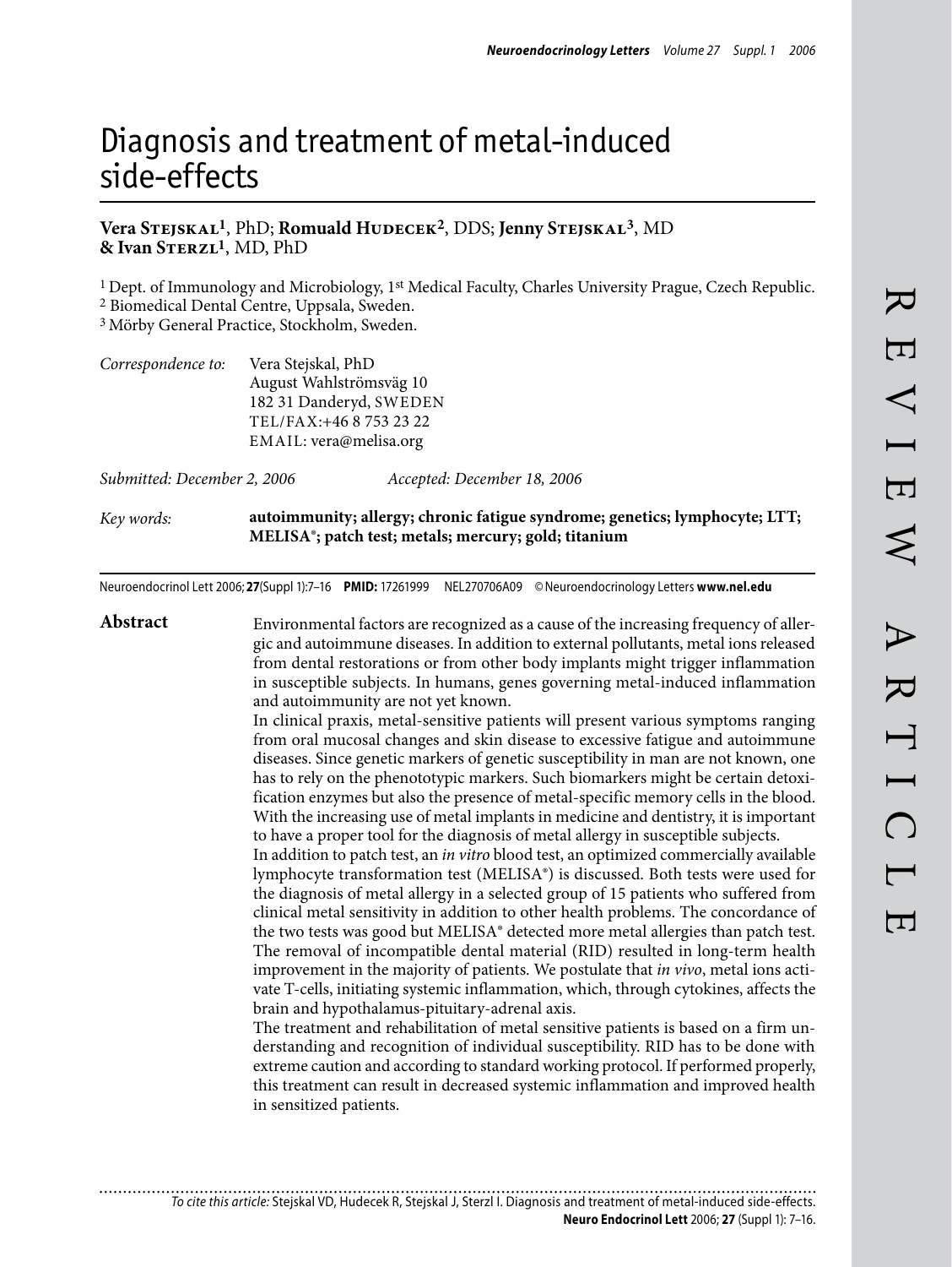# Diagnosis and treatment of metal-induced side-effects

**Vera Stejskal[1], PhD; Romuald Hudecek[2], DDS; Jenny Stejskal[3], MD & Ivan Sterzl[1], MD, PhD**

[1] Dept. of Immunology and Microbiology, 1st Medical Faculty, Charles University Prague, Czech Republic.
[2] Biomedical Dental Centre, Uppsala, Sweden.
[3] Mörby General Practice, Stockholm, Sweden.

*Correspondence to:* Vera Stejskal, PhD
August Wahlströmsväg 10
182 31 Danderyd, SWEDEN
TEL/FAX:+46 8 753 23 22
EMAIL: vera@melisa.org

*Submitted: December 2, 2006* *Accepted: December 18, 2006*

*Key words:* **autoimmunity; allergy; chronic fatigue syndrome; genetics; lymphocyte; LTT; MELISA®; patch test; metals; mercury; gold; titanium**

Neuroendocrinol Lett 2006; **27**(Suppl 1):7–16 **PMID:** 17261999 NEL270706A09 © Neuroendocrinology Letters **www.nel.edu**

## Abstract

Environmental factors are recognized as a cause of the increasing frequency of allergic and autoimmune diseases. In addition to external pollutants, metal ions released from dental restorations or from other body implants might trigger inflammation in susceptible subjects. In humans, genes governing metal-induced inflammation and autoimmunity are not yet known.

In clinical praxis, metal-sensitive patients will present various symptoms ranging from oral mucosal changes and skin disease to excessive fatigue and autoimmune diseases. Since genetic markers of genetic susceptibility in man are not known, one has to rely on the phenototypic markers. Such biomarkers might be certain detoxification enzymes but also the presence of metal-specific memory cells in the blood. With the increasing use of metal implants in medicine and dentistry, it is important to have a proper tool for the diagnosis of metal allergy in susceptible subjects.

In addition to patch test, an *in vitro* blood test, an optimized commercially available lymphocyte transformation test (MELISA®) is discussed. Both tests were used for the diagnosis of metal allergy in a selected group of 15 patients who suffered from clinical metal sensitivity in addition to other health problems. The concordance of the two tests was good but MELISA® detected more metal allergies than patch test. The removal of incompatible dental material (RID) resulted in long-term health improvement in the majority of patients. We postulate that *in vivo*, metal ions activate T-cells, initiating systemic inflammation, which, through cytokines, affects the brain and hypothalamus-pituitary-adrenal axis.

The treatment and rehabilitation of metal sensitive patients is based on a firm understanding and recognition of individual susceptibility. RID has to be done with extreme caution and according to standard working protocol. If performed properly, this treatment can result in decreased systemic inflammation and improved health in sensitized patients.

*To cite this article:* Stejskal VD, Hudecek R, Stejskal J, Sterzl I. Diagnosis and treatment of metal-induced side-effects. **Neuro Endocrinol Lett** 2006; **27** (Suppl 1): 7–16.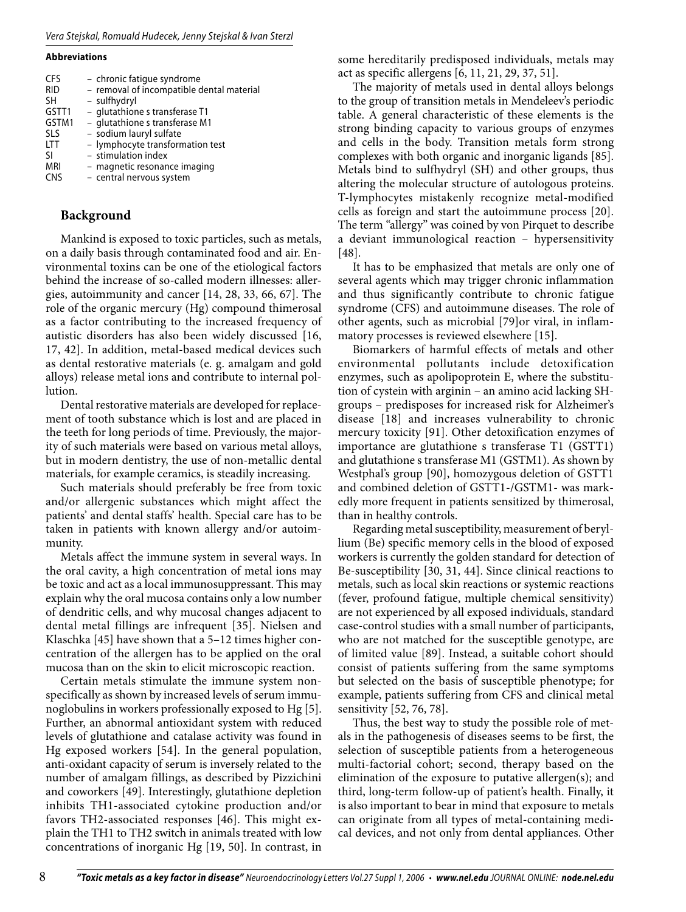**Abbreviations**

CFS – chronic fatigue syndrome
RID – removal of incompatible dental material
SH – sulfhydryl
GSTT1 – glutathione s transferase T1
GSTM1 – glutathione s transferase M1
SLS – sodium lauryl sulfate
LTT – lymphocyte transformation test
SI – stimulation index
MRI – magnetic resonance imaging
CNS – central nervous system

## Background

Mankind is exposed to toxic particles, such as metals, on a daily basis through contaminated food and air. Environmental toxins can be one of the etiological factors behind the increase of so-called modern illnesses: allergies, autoimmunity and cancer [14, 28, 33, 66, 67]. The role of the organic mercury (Hg) compound thimerosal as a factor contributing to the increased frequency of autistic disorders has also been widely discussed [16, 17, 42]. In addition, metal-based medical devices such as dental restorative materials (e. g. amalgam and gold alloys) release metal ions and contribute to internal pollution.

Dental restorative materials are developed for replacement of tooth substance which is lost and are placed in the teeth for long periods of time. Previously, the majority of such materials were based on various metal alloys, but in modern dentistry, the use of non-metallic dental materials, for example ceramics, is steadily increasing.

Such materials should preferably be free from toxic and/or allergenic substances which might affect the patients' and dental staffs' health. Special care has to be taken in patients with known allergy and/or autoimmunity.

Metals affect the immune system in several ways. In the oral cavity, a high concentration of metal ions may be toxic and act as a local immunosuppressant. This may explain why the oral mucosa contains only a low number of dendritic cells, and why mucosal changes adjacent to dental metal fillings are infrequent [35]. Nielsen and Klaschka [45] have shown that a 5–12 times higher concentration of the allergen has to be applied on the oral mucosa than on the skin to elicit microscopic reaction.

Certain metals stimulate the immune system non-specifically as shown by increased levels of serum immunoglobulins in workers professionally exposed to Hg [5]. Further, an abnormal antioxidant system with reduced levels of glutathione and catalase activity was found in Hg exposed workers [54]. In the general population, anti-oxidant capacity of serum is inversely related to the number of amalgam fillings, as described by Pizzichini and coworkers [49]. Interestingly, glutathione depletion inhibits TH1-associated cytokine production and/or favors TH2-associated responses [46]. This might explain the TH1 to TH2 switch in animals treated with low concentrations of inorganic Hg [19, 50]. In contrast, in some hereditarily predisposed individuals, metals may act as specific allergens [6, 11, 21, 29, 37, 51].

The majority of metals used in dental alloys belongs to the group of transition metals in Mendeleev's periodic table. A general characteristic of these elements is the strong binding capacity to various groups of enzymes and cells in the body. Transition metals form strong complexes with both organic and inorganic ligands [85]. Metals bind to sulfhydryl (SH) and other groups, thus altering the molecular structure of autologous proteins. T-lymphocytes mistakenly recognize metal-modified cells as foreign and start the autoimmune process [20]. The term "allergy" was coined by von Pirquet to describe a deviant immunological reaction – hypersensitivity [48].

It has to be emphasized that metals are only one of several agents which may trigger chronic inflammation and thus significantly contribute to chronic fatigue syndrome (CFS) and autoimmune diseases. The role of other agents, such as microbial [79]or viral, in inflammatory processes is reviewed elsewhere [15].

Biomarkers of harmful effects of metals and other environmental pollutants include detoxification enzymes, such as apolipoprotein E, where the substitution of cystein with arginin – an amino acid lacking SH-groups – predisposes for increased risk for Alzheimer's disease [18] and increases vulnerability to chronic mercury toxicity [91]. Other detoxification enzymes of importance are glutathione s transferase T1 (GSTT1) and glutathione s transferase M1 (GSTM1). As shown by Westphal's group [90], homozygous deletion of GSTT1 and combined deletion of GSTT1-/GSTM1- was markedly more frequent in patients sensitized by thimerosal, than in healthy controls.

Regarding metal susceptibility, measurement of beryllium (Be) specific memory cells in the blood of exposed workers is currently the golden standard for detection of Be-susceptibility [30, 31, 44]. Since clinical reactions to metals, such as local skin reactions or systemic reactions (fever, profound fatigue, multiple chemical sensitivity) are not experienced by all exposed individuals, standard case-control studies with a small number of participants, who are not matched for the susceptible genotype, are of limited value [89]. Instead, a suitable cohort should consist of patients suffering from the same symptoms but selected on the basis of susceptible phenotype; for example, patients suffering from CFS and clinical metal sensitivity [52, 76, 78].

Thus, the best way to study the possible role of metals in the pathogenesis of diseases seems to be first, the selection of susceptible patients from a heterogeneous multi-factorial cohort; second, therapy based on the elimination of the exposure to putative allergen(s); and third, long-term follow-up of patient's health. Finally, it is also important to bear in mind that exposure to metals can originate from all types of metal-containing medical devices, and not only from dental appliances. Other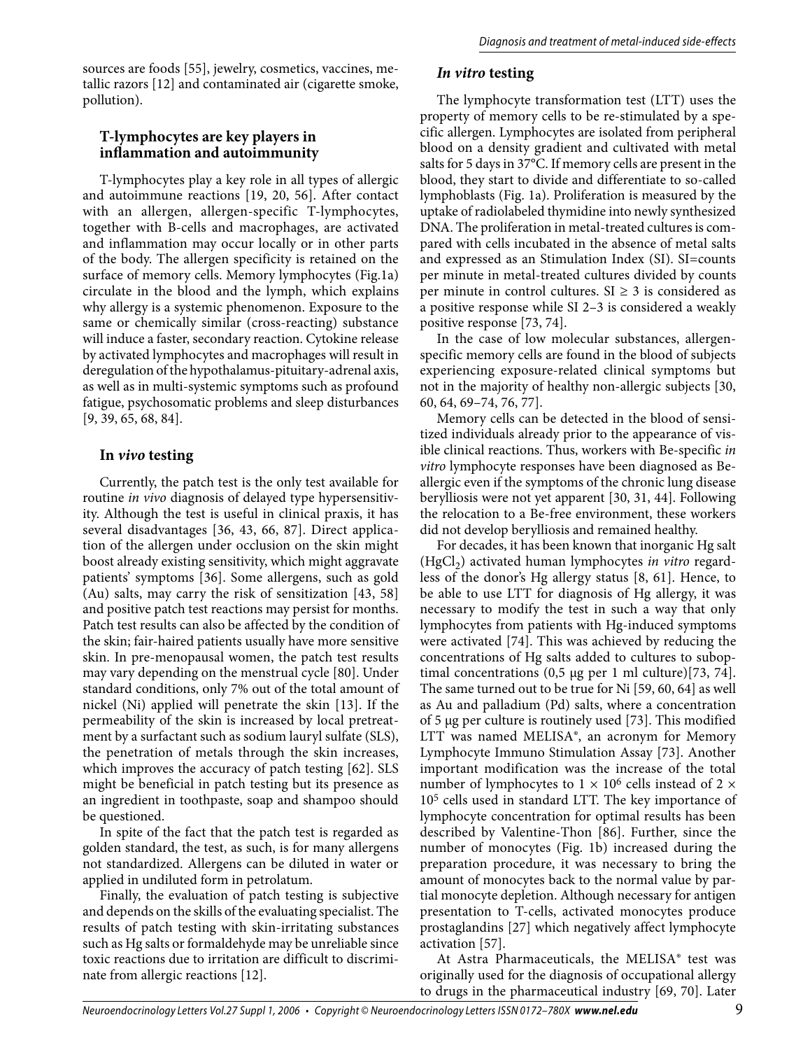sources are foods [55], jewelry, cosmetics, vaccines, metallic razors [12] and contaminated air (cigarette smoke, pollution).

## T-lymphocytes are key players in inflammation and autoimmunity

T-lymphocytes play a key role in all types of allergic and autoimmune reactions [19, 20, 56]. After contact with an allergen, allergen-specific T-lymphocytes, together with B-cells and macrophages, are activated and inflammation may occur locally or in other parts of the body. The allergen specificity is retained on the surface of memory cells. Memory lymphocytes (Fig.1a) circulate in the blood and the lymph, which explains why allergy is a systemic phenomenon. Exposure to the same or chemically similar (cross-reacting) substance will induce a faster, secondary reaction. Cytokine release by activated lymphocytes and macrophages will result in deregulation of the hypothalamus-pituitary-adrenal axis, as well as in multi-systemic symptoms such as profound fatigue, psychosomatic problems and sleep disturbances [9, 39, 65, 68, 84].

## In *vivo* testing

Currently, the patch test is the only test available for routine *in vivo* diagnosis of delayed type hypersensitivity. Although the test is useful in clinical praxis, it has several disadvantages [36, 43, 66, 87]. Direct application of the allergen under occlusion on the skin might boost already existing sensitivity, which might aggravate patients' symptoms [36]. Some allergens, such as gold (Au) salts, may carry the risk of sensitization [43, 58] and positive patch test reactions may persist for months. Patch test results can also be affected by the condition of the skin; fair-haired patients usually have more sensitive skin. In pre-menopausal women, the patch test results may vary depending on the menstrual cycle [80]. Under standard conditions, only 7% out of the total amount of nickel (Ni) applied will penetrate the skin [13]. If the permeability of the skin is increased by local pretreatment by a surfactant such as sodium lauryl sulfate (SLS), the penetration of metals through the skin increases, which improves the accuracy of patch testing [62]. SLS might be beneficial in patch testing but its presence as an ingredient in toothpaste, soap and shampoo should be questioned.

In spite of the fact that the patch test is regarded as golden standard, the test, as such, is for many allergens not standardized. Allergens can be diluted in water or applied in undiluted form in petrolatum.

Finally, the evaluation of patch testing is subjective and depends on the skills of the evaluating specialist. The results of patch testing with skin-irritating substances such as Hg salts or formaldehyde may be unreliable since toxic reactions due to irritation are difficult to discriminate from allergic reactions [12].

## *In vitro* testing

The lymphocyte transformation test (LTT) uses the property of memory cells to be re-stimulated by a specific allergen. Lymphocytes are isolated from peripheral blood on a density gradient and cultivated with metal salts for 5 days in 37°C. If memory cells are present in the blood, they start to divide and differentiate to so-called lymphoblasts (Fig. 1a). Proliferation is measured by the uptake of radiolabeled thymidine into newly synthesized DNA. The proliferation in metal-treated cultures is compared with cells incubated in the absence of metal salts and expressed as an Stimulation Index (SI). SI=counts per minute in metal-treated cultures divided by counts per minute in control cultures. $SI \geq 3$ is considered as a positive response while SI 2–3 is considered a weakly positive response [73, 74].

In the case of low molecular substances, allergen-specific memory cells are found in the blood of subjects experiencing exposure-related clinical symptoms but not in the majority of healthy non-allergic subjects [30, 60, 64, 69–74, 76, 77].

Memory cells can be detected in the blood of sensitized individuals already prior to the appearance of visible clinical reactions. Thus, workers with Be-specific *in vitro* lymphocyte responses have been diagnosed as Be-allergic even if the symptoms of the chronic lung disease berylliosis were not yet apparent [30, 31, 44]. Following the relocation to a Be-free environment, these workers did not develop berylliosis and remained healthy.

For decades, it has been known that inorganic Hg salt ($HgCl_2$) activated human lymphocytes *in vitro* regardless of the donor's Hg allergy status [8, 61]. Hence, to be able to use LTT for diagnosis of Hg allergy, it was necessary to modify the test in such a way that only lymphocytes from patients with Hg-induced symptoms were activated [74]. This was achieved by reducing the concentrations of Hg salts added to cultures to suboptimal concentrations (0,5 µg per 1 ml culture)[73, 74]. The same turned out to be true for Ni [59, 60, 64] as well as Au and palladium (Pd) salts, where a concentration of 5 µg per culture is routinely used [73]. This modified LTT was named MELISA®, an acronym for Memory Lymphocyte Immuno Stimulation Assay [73]. Another important modification was the increase of the total number of lymphocytes to $1 \times 10^6$ cells instead of $2 \times 10^5$ cells used in standard LTT. The key importance of lymphocyte concentration for optimal results has been described by Valentine-Thon [86]. Further, since the number of monocytes (Fig. 1b) increased during the preparation procedure, it was necessary to bring the amount of monocytes back to the normal value by partial monocyte depletion. Although necessary for antigen presentation to T-cells, activated monocytes produce prostaglandins [27] which negatively affect lymphocyte activation [57].

At Astra Pharmaceuticals, the MELISA® test was originally used for the diagnosis of occupational allergy to drugs in the pharmaceutical industry [69, 70]. Later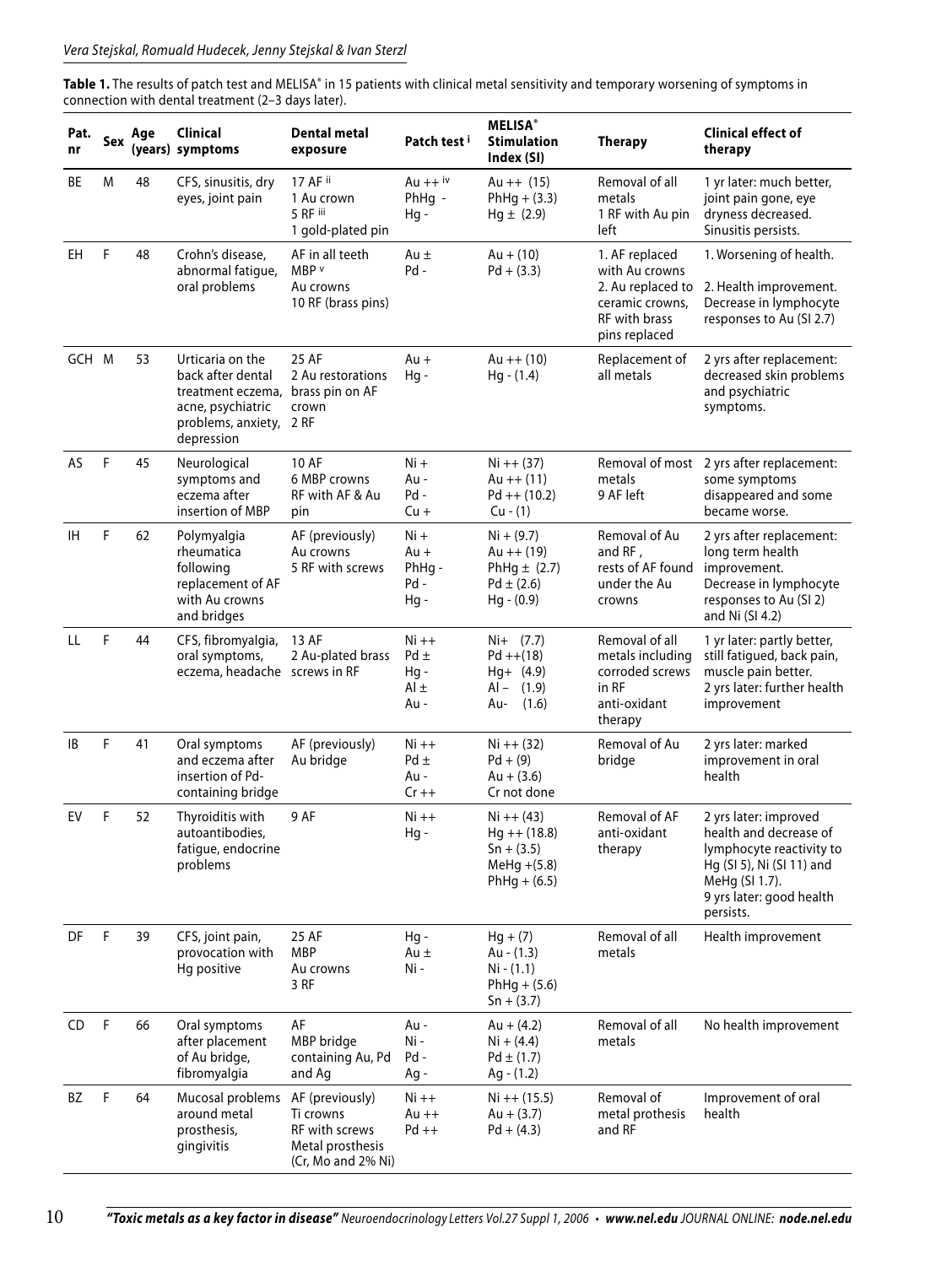**Table 1.** The results of patch test and MELISA® in 15 patients with clinical metal sensitivity and temporary worsening of symptoms in connection with dental treatment (2–3 days later).

| Pat. nr | Sex | Age (years) | Clinical symptoms | Dental metal exposure | Patch test [i] | MELISA® Stimulation Index (SI) | Therapy | Clinical effect of therapy |
|---|---|---|---|---|---|---|---|---|
| BE | M | 48 | CFS, sinusitis, dry eyes, joint pain | 17 AF [ii] 1 Au crown 5 RF [iii] 1 gold-plated pin | Au ++ [iv] PhHg - Hg - | Au ++ (15) PhHg + (3.3) Hg ± (2.9) | Removal of all metals 1 RF with Au pin left | 1 yr later: much better, joint pain gone, eye dryness decreased. Sinusitis persists. |
| EH | F | 48 | Crohn's disease, abnormal fatigue, oral problems | AF in all teeth MBP [v] Au crowns 10 RF (brass pins) | Au ± Pd - | Au + (10) Pd + (3.3) | 1. AF replaced with Au crowns 2. Au replaced to ceramic crowns, RF with brass pins replaced | 1. Worsening of health. 2. Health improvement. Decrease in lymphocyte responses to Au (SI 2.7) |
| GCH | M | 53 | Urticaria on the back after dental treatment eczema, acne, psychiatric problems, anxiety, depression | 25 AF 2 Au restorations brass pin on AF crown 2 RF | Au + Hg - | Au ++ (10) Hg - (1.4) | Replacement of all metals | 2 yrs after replacement: decreased skin problems and psychiatric symptoms. |
| AS | F | 45 | Neurological symptoms and eczema after insertion of MBP | 10 AF 6 MBP crowns RF with AF & Au pin | Ni + Au - Pd - Cu + | Ni ++ (37) Au ++ (11) Pd ++ (10.2) Cu - (1) | Removal of most metals 9 AF left | 2 yrs after replacement: some symptoms disappeared and some became worse. |
| IH | F | 62 | Polymyalgia rheumatica following replacement of AF with Au crowns and bridges | AF (previously) Au crowns 5 RF with screws | Ni + Au + PhHg - Pd - Hg - | Ni + (9.7) Au ++ (19) PhHg ± (2.7) Pd ± (2.6) Hg - (0.9) | Removal of Au and RF, rests of AF found under the Au crowns | 2 yrs after replacement: long term health improvement. Decrease in lymphocyte responses to Au (SI 2) and Ni (SI 4.2) |
| LL | F | 44 | CFS, fibromyalgia, oral symptoms, eczema, headache | 13 AF 2 Au-plated brass screws in RF | Ni ++ Pd ± Hg - Al ± Au - | Ni+ (7.7) Pd ++(18) Hg+ (4.9) Al – (1.9) Au- (1.6) | Removal of all metals including corroded screws in RF anti-oxidant therapy | 1 yr later: partly better, still fatigued, back pain, muscle pain better. 2 yrs later: further health improvement |
| IB | F | 41 | Oral symptoms and eczema after insertion of Pd-containing bridge | AF (previously) Au bridge | Ni ++ Pd ± Au - Cr ++ | Ni ++ (32) Pd + (9) Au + (3.6) Cr not done | Removal of Au bridge | 2 yrs later: marked improvement in oral health |
| EV | F | 52 | Thyroiditis with autoantibodies, fatigue, endocrine problems | 9 AF | Ni ++ Hg - | Ni ++ (43) Hg ++ (18.8) Sn + (3.5) MeHg +(5.8) PhHg + (6.5) | Removal of AF anti-oxidant therapy | 2 yrs later: improved health and decrease of lymphocyte reactivity to Hg (SI 5), Ni (SI 11) and MeHg (SI 1.7). 9 yrs later: good health persists. |
| DF | F | 39 | CFS, joint pain, provocation with Hg positive | 25 AF MBP Au crowns 3 RF | Hg - Au ± Ni - | Hg + (7) Au - (1.3) Ni - (1.1) PhHg + (5.6) Sn + (3.7) | Removal of all metals | Health improvement |
| CD | F | 66 | Oral symptoms after placement of Au bridge, fibromyalgia | AF MBP bridge containing Au, Pd and Ag | Au - Ni - Pd - Ag - | Au + (4.2) Ni + (4.4) Pd ± (1.7) Ag - (1.2) | Removal of all metals | No health improvement |
| BZ | F | 64 | Mucosal problems around metal prosthesis, gingivitis | AF (previously) Ti crowns RF with screws Metal prosthesis (Cr, Mo and 2% Ni) | Ni ++ Au ++ Pd ++ | Ni ++ (15.5) Au + (3.7) Pd + (4.3) | Removal of metal prosthesis and RF | Improvement of oral health |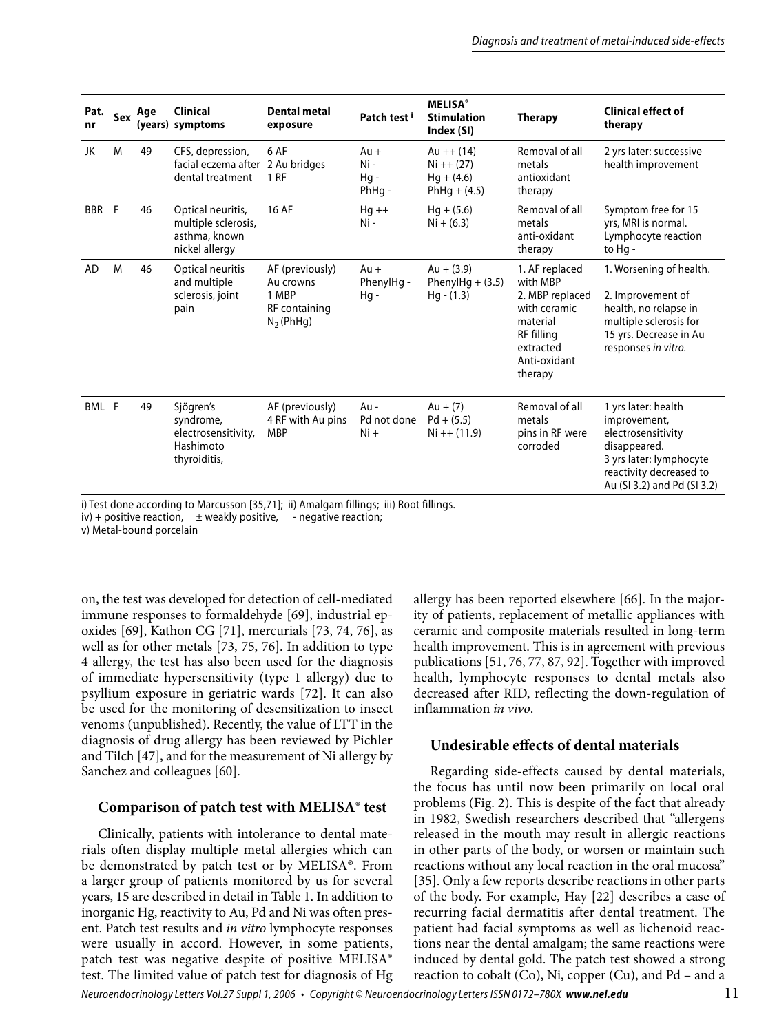| Pat. nr | Sex | Age (years) | Clinical symptoms | Dental metal exposure | Patch test [i] | MELISA® Stimulation Index (SI) | Therapy | Clinical effect of therapy |
|---|---|---|---|---|---|---|---|---|
| JK | M | 49 | CFS, depression, facial eczema after dental treatment | 6 AF 2 Au bridges 1 RF | Au + Ni - Hg - PhHg - | Au ++ (14) Ni ++ (27) Hg + (4.6) PhHg + (4.5) | Removal of all metals antioxidant therapy | 2 yrs later: successive health improvement |
| BBR | F | 46 | Optical neuritis, multiple sclerosis, asthma, known nickel allergy | 16 AF | Hg ++ Ni - | Hg + (5.6) Ni + (6.3) | Removal of all metals anti-oxidant therapy | Symptom free for 15 yrs, MRI is normal. Lymphocyte reaction to Hg - |
| AD | M | 46 | Optical neuritis and multiple sclerosis, joint pain | AF (previously) Au crowns 1 MBP RF containing $N_2$ (PhHg) | Au + PhenylHg - Hg - | Au + (3.9) PhenylHg + (3.5) Hg - (1.3) | 1. AF replaced with MBP 2. MBP replaced with ceramic material RF filling extracted Anti-oxidant therapy | 1. Worsening of health. 2. Improvement of health, no relapse in multiple sclerosis for 15 yrs. Decrease in Au responses *in vitro.* |
| BML | F | 49 | Sjögren's syndrome, electrosensitivity, Hashimoto thyroiditis, | AF (previously) 4 RF with Au pins MBP | Au - Pd not done Ni + | Au + (7) Pd + (5.5) Ni ++ (11.9) | Removal of all metals pins in RF were corroded | 1 yrs later: health improvement, electrosensitivity disappeared. 3 yrs later: lymphocyte reactivity decreased to Au (SI 3.2) and Pd (SI 3.2) |

i) Test done according to Marcusson [35,71]; ii) Amalgam fillings; iii) Root fillings.
iv) + positive reaction, ± weakly positive, - negative reaction;
v) Metal-bound porcelain

on, the test was developed for detection of cell-mediated immune responses to formaldehyde [69], industrial epoxides [69], Kathon CG [71], mercurials [73, 74, 76], as well as for other metals [73, 75, 76]. In addition to type 4 allergy, the test has also been used for the diagnosis of immediate hypersensitivity (type 1 allergy) due to psyllium exposure in geriatric wards [72]. It can also be used for the monitoring of desensitization to insect venoms (unpublished). Recently, the value of LTT in the diagnosis of drug allergy has been reviewed by Pichler and Tilch [47], and for the measurement of Ni allergy by Sanchez and colleagues [60].

### Comparison of patch test with MELISA® test

Clinically, patients with intolerance to dental materials often display multiple metal allergies which can be demonstrated by patch test or by MELISA®. From a larger group of patients monitored by us for several years, 15 are described in detail in Table 1. In addition to inorganic Hg, reactivity to Au, Pd and Ni was often present. Patch test results and *in vitro* lymphocyte responses were usually in accord. However, in some patients, patch test was negative despite of positive MELISA® test. The limited value of patch test for diagnosis of Hg allergy has been reported elsewhere [66]. In the majority of patients, replacement of metallic appliances with ceramic and composite materials resulted in long-term health improvement. This is in agreement with previous publications [51, 76, 77, 87, 92]. Together with improved health, lymphocyte responses to dental metals also decreased after RID, reflecting the down-regulation of inflammation *in vivo*.

### Undesirable effects of dental materials

Regarding side-effects caused by dental materials, the focus has until now been primarily on local oral problems (Fig. 2). This is despite of the fact that already in 1982, Swedish researchers described that "allergens released in the mouth may result in allergic reactions in other parts of the body, or worsen or maintain such reactions without any local reaction in the oral mucosa" [35]. Only a few reports describe reactions in other parts of the body. For example, Hay [22] describes a case of recurring facial dermatitis after dental treatment. The patient had facial symptoms as well as lichenoid reactions near the dental amalgam; the same reactions were induced by dental gold. The patch test showed a strong reaction to cobalt (Co), Ni, copper (Cu), and Pd – and a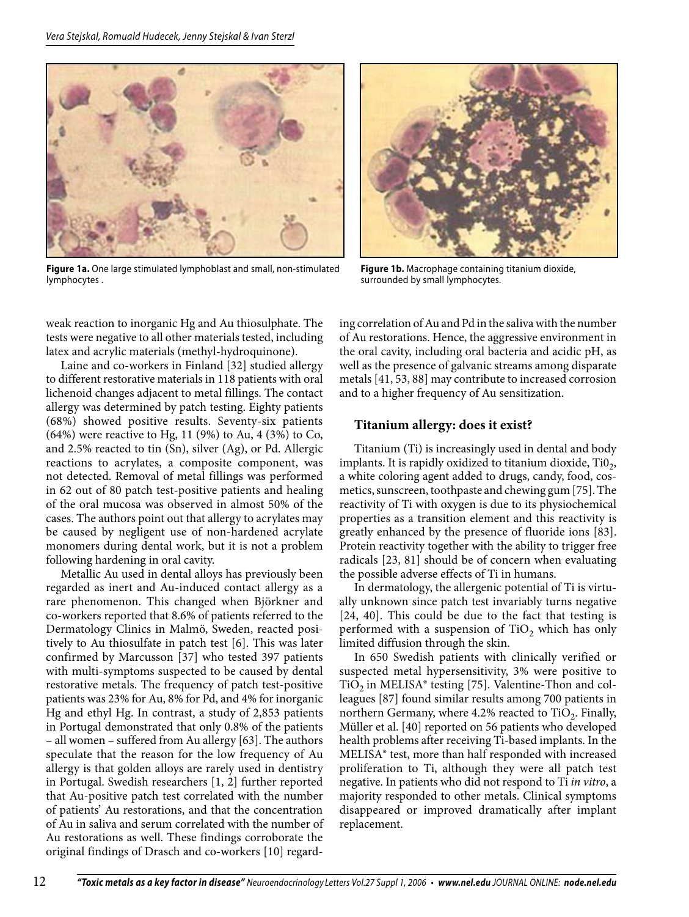Figure 1a. One large stimulated lymphoblast and small, non-stimulated lymphocytes .

Figure 1b. Macrophage containing titanium dioxide, surrounded by small lymphocytes.

weak reaction to inorganic Hg and Au thiosulphate. The tests were negative to all other materials tested, including latex and acrylic materials (methyl-hydroquinone).

Laine and co-workers in Finland [32] studied allergy to different restorative materials in 118 patients with oral lichenoid changes adjacent to metal fillings. The contact allergy was determined by patch testing. Eighty patients (68%) showed positive results. Seventy-six patients (64%) were reactive to Hg, 11 (9%) to Au, 4 (3%) to Co, and 2.5% reacted to tin (Sn), silver (Ag), or Pd. Allergic reactions to acrylates, a composite component, was not detected. Removal of metal fillings was performed in 62 out of 80 patch test-positive patients and healing of the oral mucosa was observed in almost 50% of the cases. The authors point out that allergy to acrylates may be caused by negligent use of non-hardened acrylate monomers during dental work, but it is not a problem following hardening in oral cavity.

Metallic Au used in dental alloys has previously been regarded as inert and Au-induced contact allergy as a rare phenomenon. This changed when Björkner and co-workers reported that 8.6% of patients referred to the Dermatology Clinics in Malmö, Sweden, reacted positively to Au thiosulfate in patch test [6]. This was later confirmed by Marcusson [37] who tested 397 patients with multi-symptoms suspected to be caused by dental restorative metals. The frequency of patch test-positive patients was 23% for Au, 8% for Pd, and 4% for inorganic Hg and ethyl Hg. In contrast, a study of 2,853 patients in Portugal demonstrated that only 0.8% of the patients – all women – suffered from Au allergy [63]. The authors speculate that the reason for the low frequency of Au allergy is that golden alloys are rarely used in dentistry in Portugal. Swedish researchers [1, 2] further reported that Au-positive patch test correlated with the number of patients' Au restorations, and that the concentration of Au in saliva and serum correlated with the number of Au restorations as well. These findings corroborate the original findings of Drasch and co-workers [10] regarding correlation of Au and Pd in the saliva with the number of Au restorations. Hence, the aggressive environment in the oral cavity, including oral bacteria and acidic pH, as well as the presence of galvanic streams among disparate metals [41, 53, 88] may contribute to increased corrosion and to a higher frequency of Au sensitization.

## Titanium allergy: does it exist?

Titanium (Ti) is increasingly used in dental and body implants. It is rapidly oxidized to titanium dioxide, $Ti0_2$, a white coloring agent added to drugs, candy, food, cosmetics, sunscreen, toothpaste and chewing gum [75]. The reactivity of Ti with oxygen is due to its physiochemical properties as a transition element and this reactivity is greatly enhanced by the presence of fluoride ions [83]. Protein reactivity together with the ability to trigger free radicals [23, 81] should be of concern when evaluating the possible adverse effects of Ti in humans.

In dermatology, the allergenic potential of Ti is virtually unknown since patch test invariably turns negative [24, 40]. This could be due to the fact that testing is performed with a suspension of $TiO_2$ which has only limited diffusion through the skin.

In 650 Swedish patients with clinically verified or suspected metal hypersensitivity, 3% were positive to $TiO_2$ in MELISA® testing [75]. Valentine-Thon and colleagues [87] found similar results among 700 patients in northern Germany, where 4.2% reacted to $TiO_2$. Finally, Müller et al. [40] reported on 56 patients who developed health problems after receiving Ti-based implants. In the MELISA® test, more than half responded with increased proliferation to Ti, although they were all patch test negative. In patients who did not respond to Ti *in vitro*, a majority responded to other metals. Clinical symptoms disappeared or improved dramatically after implant replacement.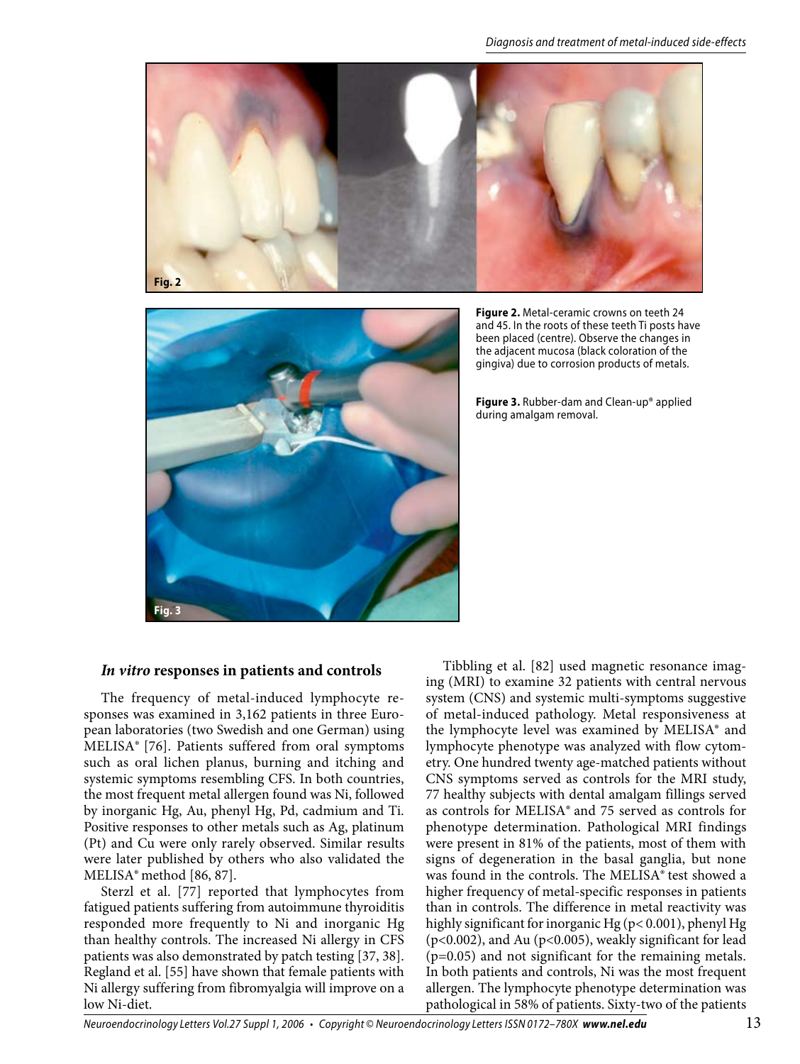**Figure 2.** Metal-ceramic crowns on teeth 24 and 45. In the roots of these teeth Ti posts have been placed (centre). Observe the changes in the adjacent mucosa (black coloration of the gingiva) due to corrosion products of metals.

**Figure 3.** Rubber-dam and Clean-up® applied during amalgam removal.

## *In vitro* responses in patients and controls

The frequency of metal-induced lymphocyte responses was examined in 3,162 patients in three European laboratories (two Swedish and one German) using MELISA® [76]. Patients suffered from oral symptoms such as oral lichen planus, burning and itching and systemic symptoms resembling CFS. In both countries, the most frequent metal allergen found was Ni, followed by inorganic Hg, Au, phenyl Hg, Pd, cadmium and Ti. Positive responses to other metals such as Ag, platinum (Pt) and Cu were only rarely observed. Similar results were later published by others who also validated the MELISA® method [86, 87].

Sterzl et al. [77] reported that lymphocytes from fatigued patients suffering from autoimmune thyroiditis responded more frequently to Ni and inorganic Hg than healthy controls. The increased Ni allergy in CFS patients was also demonstrated by patch testing [37, 38]. Regland et al. [55] have shown that female patients with Ni allergy suffering from fibromyalgia will improve on a low Ni-diet.

Tibbling et al. [82] used magnetic resonance imaging (MRI) to examine 32 patients with central nervous system (CNS) and systemic multi-symptoms suggestive of metal-induced pathology. Metal responsiveness at the lymphocyte level was examined by MELISA® and lymphocyte phenotype was analyzed with flow cytometry. One hundred twenty age-matched patients without CNS symptoms served as controls for the MRI study, 77 healthy subjects with dental amalgam fillings served as controls for MELISA® and 75 served as controls for phenotype determination. Pathological MRI findings were present in 81% of the patients, most of them with signs of degeneration in the basal ganglia, but none was found in the controls. The MELISA® test showed a higher frequency of metal-specific responses in patients than in controls. The difference in metal reactivity was highly significant for inorganic Hg ($p < 0.001$), phenyl Hg ($p < 0.002$), and Au ($p < 0.005$), weakly significant for lead ($p = 0.05$) and not significant for the remaining metals. In both patients and controls, Ni was the most frequent allergen. The lymphocyte phenotype determination was pathological in 58% of patients. Sixty-two of the patients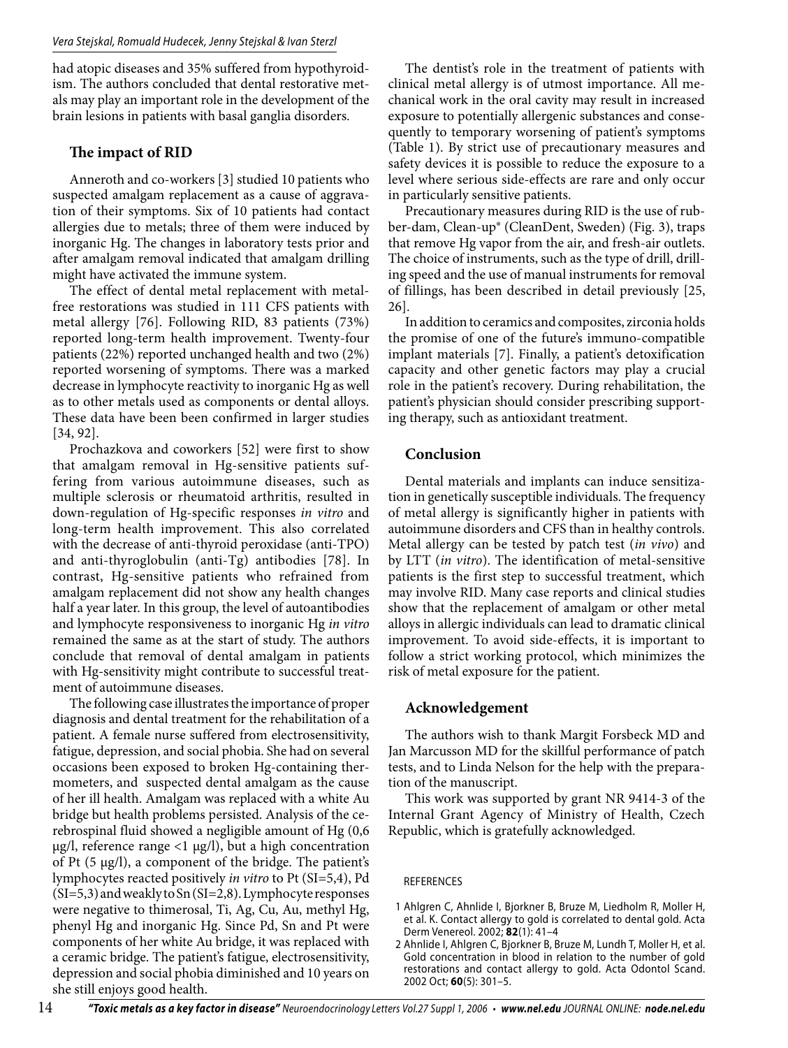had atopic diseases and 35% suffered from hypothyroidism. The authors concluded that dental restorative metals may play an important role in the development of the brain lesions in patients with basal ganglia disorders.

## The impact of RID

Anneroth and co-workers [3] studied 10 patients who suspected amalgam replacement as a cause of aggravation of their symptoms. Six of 10 patients had contact allergies due to metals; three of them were induced by inorganic Hg. The changes in laboratory tests prior and after amalgam removal indicated that amalgam drilling might have activated the immune system.

The effect of dental metal replacement with metal-free restorations was studied in 111 CFS patients with metal allergy [76]. Following RID, 83 patients (73%) reported long-term health improvement. Twenty-four patients (22%) reported unchanged health and two (2%) reported worsening of symptoms. There was a marked decrease in lymphocyte reactivity to inorganic Hg as well as to other metals used as components or dental alloys. These data have been been confirmed in larger studies [34, 92].

Prochazkova and coworkers [52] were first to show that amalgam removal in Hg-sensitive patients suffering from various autoimmune diseases, such as multiple sclerosis or rheumatoid arthritis, resulted in down-regulation of Hg-specific responses *in vitro* and long-term health improvement. This also correlated with the decrease of anti-thyroid peroxidase (anti-TPO) and anti-thyroglobulin (anti-Tg) antibodies [78]. In contrast, Hg-sensitive patients who refrained from amalgam replacement did not show any health changes half a year later. In this group, the level of autoantibodies and lymphocyte responsiveness to inorganic Hg *in vitro* remained the same as at the start of study. The authors conclude that removal of dental amalgam in patients with Hg-sensitivity might contribute to successful treatment of autoimmune diseases.

The following case illustrates the importance of proper diagnosis and dental treatment for the rehabilitation of a patient. A female nurse suffered from electrosensitivity, fatigue, depression, and social phobia. She had on several occasions been exposed to broken Hg-containing thermometers, and suspected dental amalgam as the cause of her ill health. Amalgam was replaced with a white Au bridge but health problems persisted. Analysis of the cerebrospinal fluid showed a negligible amount of Hg (0,6 μg/l, reference range <1 μg/l), but a high concentration of Pt (5 μg/l), a component of the bridge. The patient's lymphocytes reacted positively *in vitro* to Pt (SI=5,4), Pd (SI=5,3) and weakly to Sn (SI=2,8). Lymphocyte responses were negative to thimerosal, Ti, Ag, Cu, Au, methyl Hg, phenyl Hg and inorganic Hg. Since Pd, Sn and Pt were components of her white Au bridge, it was replaced with a ceramic bridge. The patient's fatigue, electrosensitivity, depression and social phobia diminished and 10 years on she still enjoys good health.

The dentist's role in the treatment of patients with clinical metal allergy is of utmost importance. All mechanical work in the oral cavity may result in increased exposure to potentially allergenic substances and consequently to temporary worsening of patient's symptoms (Table 1). By strict use of precautionary measures and safety devices it is possible to reduce the exposure to a level where serious side-effects are rare and only occur in particularly sensitive patients.

Precautionary measures during RID is the use of rubber-dam, Clean-up® (CleanDent, Sweden) (Fig. 3), traps that remove Hg vapor from the air, and fresh-air outlets. The choice of instruments, such as the type of drill, drilling speed and the use of manual instruments for removal of fillings, has been described in detail previously [25, 26].

In addition to ceramics and composites, zirconia holds the promise of one of the future's immuno-compatible implant materials [7]. Finally, a patient's detoxification capacity and other genetic factors may play a crucial role in the patient's recovery. During rehabilitation, the patient's physician should consider prescribing supporting therapy, such as antioxidant treatment.

## Conclusion

Dental materials and implants can induce sensitization in genetically susceptible individuals. The frequency of metal allergy is significantly higher in patients with autoimmune disorders and CFS than in healthy controls. Metal allergy can be tested by patch test (*in vivo*) and by LTT (*in vitro*). The identification of metal-sensitive patients is the first step to successful treatment, which may involve RID. Many case reports and clinical studies show that the replacement of amalgam or other metal alloys in allergic individuals can lead to dramatic clinical improvement. To avoid side-effects, it is important to follow a strict working protocol, which minimizes the risk of metal exposure for the patient.

## Acknowledgement

The authors wish to thank Margit Forsbeck MD and Jan Marcusson MD for the skillful performance of patch tests, and to Linda Nelson for the help with the preparation of the manuscript.

This work was supported by grant NR 9414-3 of the Internal Grant Agency of Ministry of Health, Czech Republic, which is gratefully acknowledged.

### REFERENCES

1. Ahlgren C, Ahnlide I, Bjorkner B, Bruze M, Liedholm R, Moller H, et al. K. Contact allergy to gold is correlated to dental gold. Acta Derm Venereol. 2002; **82**(1): 41–4
2. Ahnlide I, Ahlgren C, Bjorkner B, Bruze M, Lundh T, Moller H, et al. Gold concentration in blood in relation to the number of gold restorations and contact allergy to gold. Acta Odontol Scand. 2002 Oct; **60**(5): 301–5.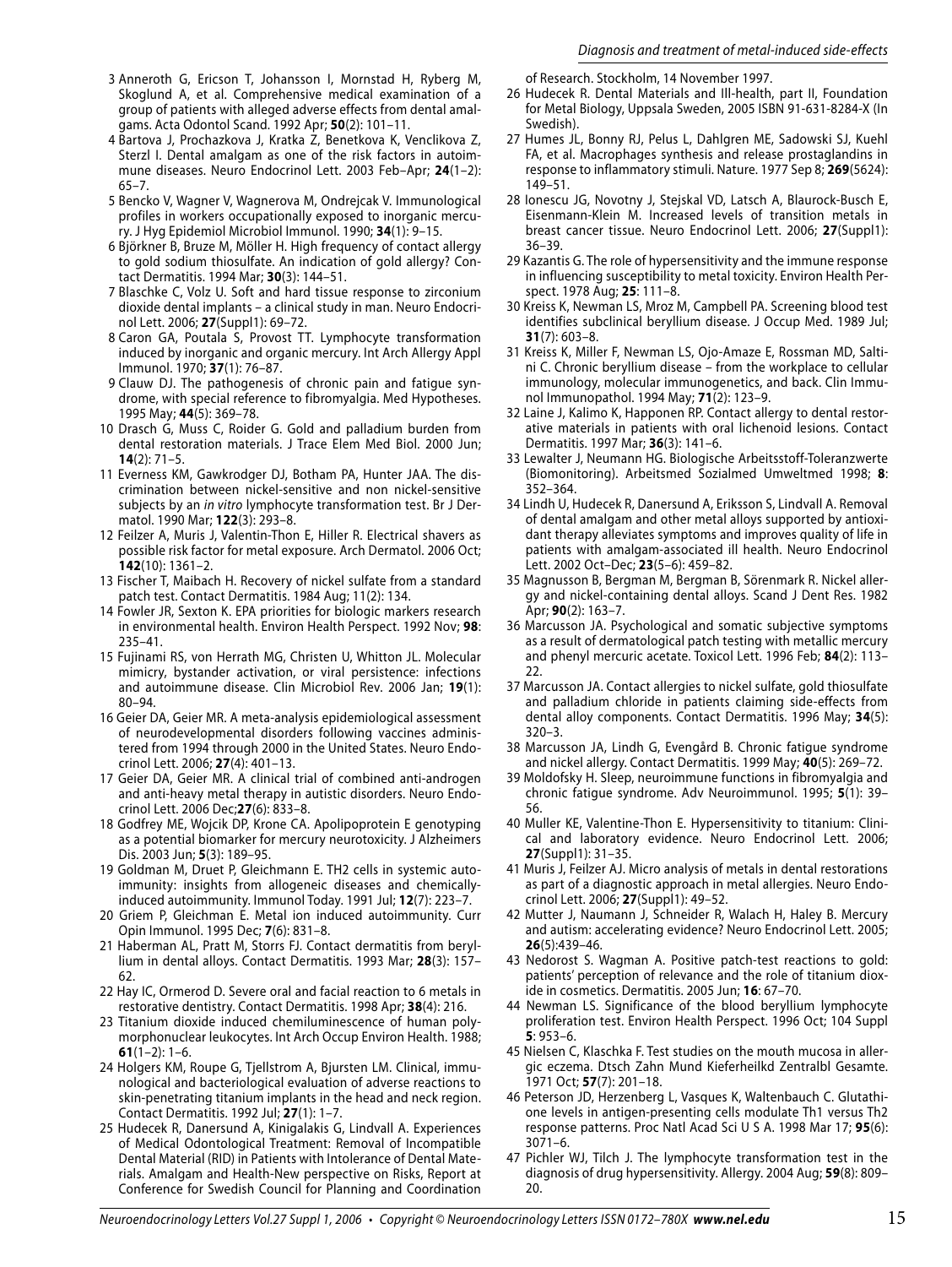3 Anneroth G, Ericson T, Johansson I, Mornstad H, Ryberg M, Skoglund A, et al. Comprehensive medical examination of a group of patients with alleged adverse effects from dental amalgams. Acta Odontol Scand. 1992 Apr; **50**(2): 101–11.

4 Bartova J, Prochazkova J, Kratka Z, Benetkova K, Venclikova Z, Sterzl I. Dental amalgam as one of the risk factors in autoimmune diseases. Neuro Endocrinol Lett. 2003 Feb–Apr; **24**(1–2): 65–7.

5 Bencko V, Wagner V, Wagnerova M, Ondrejcak V. Immunological profiles in workers occupationally exposed to inorganic mercury. J Hyg Epidemiol Microbiol Immunol. 1990; **34**(1): 9–15.

6 Björkner B, Bruze M, Möller H. High frequency of contact allergy to gold sodium thiosulfate. An indication of gold allergy? Contact Dermatitis. 1994 Mar; **30**(3): 144–51.

7 Blaschke C, Volz U. Soft and hard tissue response to zirconium dioxide dental implants – a clinical study in man. Neuro Endocrinol Lett. 2006; **27**(Suppl1): 69–72.

8 Caron GA, Poutala S, Provost TT. Lymphocyte transformation induced by inorganic and organic mercury. Int Arch Allergy Appl Immunol. 1970; **37**(1): 76–87.

9 Clauw DJ. The pathogenesis of chronic pain and fatigue syndrome, with special reference to fibromyalgia. Med Hypotheses. 1995 May; **44**(5): 369–78.

10 Drasch G, Muss C, Roider G. Gold and palladium burden from dental restoration materials. J Trace Elem Med Biol. 2000 Jun; **14**(2): 71–5.

11 Everness KM, Gawkrodger DJ, Botham PA, Hunter JAA. The discrimination between nickel-sensitive and non nickel-sensitive subjects by an *in vitro* lymphocyte transformation test. Br J Dermatol. 1990 Mar; **122**(3): 293–8.

12 Feilzer A, Muris J, Valentin-Thon E, Hiller R. Electrical shavers as possible risk factor for metal exposure. Arch Dermatol. 2006 Oct; **142**(10): 1361–2.

13 Fischer T, Maibach H. Recovery of nickel sulfate from a standard patch test. Contact Dermatitis. 1984 Aug; 11(2): 134.

14 Fowler JR, Sexton K. EPA priorities for biologic markers research in environmental health. Environ Health Perspect. 1992 Nov; **98**: 235–41.

15 Fujinami RS, von Herrath MG, Christen U, Whitton JL. Molecular mimicry, bystander activation, or viral persistence: infections and autoimmune disease. Clin Microbiol Rev. 2006 Jan; **19**(1): 80–94.

16 Geier DA, Geier MR. A meta-analysis epidemiological assessment of neurodevelopmental disorders following vaccines administered from 1994 through 2000 in the United States. Neuro Endocrinol Lett. 2006; **27**(4): 401–13.

17 Geier DA, Geier MR. A clinical trial of combined anti-androgen and anti-heavy metal therapy in autistic disorders. Neuro Endocrinol Lett. 2006 Dec;**27**(6): 833–8.

18 Godfrey ME, Wojcik DP, Krone CA. Apolipoprotein E genotyping as a potential biomarker for mercury neurotoxicity. J Alzheimers Dis. 2003 Jun; **5**(3): 189–95.

19 Goldman M, Druet P, Gleichmann E. TH2 cells in systemic autoimmunity: insights from allogeneic diseases and chemically-induced autoimmunity. Immunol Today. 1991 Jul; **12**(7): 223–7.

20 Griem P, Gleichman E. Metal ion induced autoimmunity. Curr Opin Immunol. 1995 Dec; **7**(6): 831–8.

21 Haberman AL, Pratt M, Storrs FJ. Contact dermatitis from beryllium in dental alloys. Contact Dermatitis. 1993 Mar; **28**(3): 157–62.

22 Hay IC, Ormerod D. Severe oral and facial reaction to 6 metals in restorative dentistry. Contact Dermatitis. 1998 Apr; **38**(4): 216.

23 Titanium dioxide induced chemiluminescence of human polymorphonuclear leukocytes. Int Arch Occup Environ Health. 1988; **61**(1–2): 1–6.

24 Holgers KM, Roupe G, Tjellstrom A, Bjursten LM. Clinical, immunological and bacteriological evaluation of adverse reactions to skin-penetrating titanium implants in the head and neck region. Contact Dermatitis. 1992 Jul; **27**(1): 1–7.

25 Hudecek R, Danersund A, Kinigalakis G, Lindvall A. Experiences of Medical Odontological Treatment: Removal of Incompatible Dental Material (RID) in Patients with Intolerance of Dental Materials. Amalgam and Health-New perspective on Risks, Report at Conference for Swedish Council for Planning and Coordination of Research. Stockholm, 14 November 1997.

26 Hudecek R. Dental Materials and Ill-health, part II, Foundation for Metal Biology, Uppsala Sweden, 2005 ISBN 91-631-8284-X (In Swedish).

27 Humes JL, Bonny RJ, Pelus L, Dahlgren ME, Sadowski SJ, Kuehl FA, et al. Macrophages synthesis and release prostaglandins in response to inflammatory stimuli. Nature. 1977 Sep 8; **269**(5624): 149–51.

28 Ionescu JG, Novotny J, Stejskal VD, Latsch A, Blaurock-Busch E, Eisenmann-Klein M. Increased levels of transition metals in breast cancer tissue. Neuro Endocrinol Lett. 2006; **27**(Suppl1): 36–39.

29 Kazantis G. The role of hypersensitivity and the immune response in influencing susceptibility to metal toxicity. Environ Health Perspect. 1978 Aug; **25**: 111–8.

30 Kreiss K, Newman LS, Mroz M, Campbell PA. Screening blood test identifies subclinical beryllium disease. J Occup Med. 1989 Jul; **31**(7): 603–8.

31 Kreiss K, Miller F, Newman LS, Ojo-Amaze E, Rossman MD, Saltini C. Chronic beryllium disease – from the workplace to cellular immunology, molecular immunogenetics, and back. Clin Immunol Immunopathol. 1994 May; **71**(2): 123–9.

32 Laine J, Kalimo K, Happonen RP. Contact allergy to dental restorative materials in patients with oral lichenoid lesions. Contact Dermatitis. 1997 Mar; **36**(3): 141–6.

33 Lewalter J, Neumann HG. Biologische Arbeitsstoff-Toleranzwerte (Biomonitoring). Arbeitsmed Sozialmed Umweltmed 1998; **8**: 352–364.

34 Lindh U, Hudecek R, Danersund A, Eriksson S, Lindvall A. Removal of dental amalgam and other metal alloys supported by antioxidant therapy alleviates symptoms and improves quality of life in patients with amalgam-associated ill health. Neuro Endocrinol Lett. 2002 Oct–Dec; **23**(5–6): 459–82.

35 Magnusson B, Bergman M, Bergman B, Sörenmark R. Nickel allergy and nickel-containing dental alloys. Scand J Dent Res. 1982 Apr; **90**(2): 163–7.

36 Marcusson JA. Psychological and somatic subjective symptoms as a result of dermatological patch testing with metallic mercury and phenyl mercuric acetate. Toxicol Lett. 1996 Feb; **84**(2): 113–22.

37 Marcusson JA. Contact allergies to nickel sulfate, gold thiosulfate and palladium chloride in patients claiming side-effects from dental alloy components. Contact Dermatitis. 1996 May; **34**(5): 320–3.

38 Marcusson JA, Lindh G, Evengård B. Chronic fatigue syndrome and nickel allergy. Contact Dermatitis. 1999 May; **40**(5): 269–72.

39 Moldofsky H. Sleep, neuroimmune functions in fibromyalgia and chronic fatigue syndrome. Adv Neuroimmunol. 1995; **5**(1): 39–56.

40 Muller KE, Valentine-Thon E. Hypersensitivity to titanium: Clinical and laboratory evidence. Neuro Endocrinol Lett. 2006; **27**(Suppl1): 31–35.

41 Muris J, Feilzer AJ. Micro analysis of metals in dental restorations as part of a diagnostic approach in metal allergies. Neuro Endocrinol Lett. 2006; **27**(Suppl1): 49–52.

42 Mutter J, Naumann J, Schneider R, Walach H, Haley B. Mercury and autism: accelerating evidence? Neuro Endocrinol Lett. 2005; **26**(5):439–46.

43 Nedorost S. Wagman A. Positive patch-test reactions to gold: patients' perception of relevance and the role of titanium dioxide in cosmetics. Dermatitis. 2005 Jun; **16**: 67–70.

44 Newman LS. Significance of the blood beryllium lymphocyte proliferation test. Environ Health Perspect. 1996 Oct; 104 Suppl **5**: 953–6.

45 Nielsen C, Klaschka F. Test studies on the mouth mucosa in allergic eczema. Dtsch Zahn Mund Kieferheilkd Zentralbl Gesamte. 1971 Oct; **57**(7): 201–18.

46 Peterson JD, Herzenberg L, Vasques K, Waltenbauch C. Glutathione levels in antigen-presenting cells modulate Th1 versus Th2 response patterns. Proc Natl Acad Sci U S A. 1998 Mar 17; **95**(6): 3071–6.

47 Pichler WJ, Tilch J. The lymphocyte transformation test in the diagnosis of drug hypersensitivity. Allergy. 2004 Aug; **59**(8): 809–20.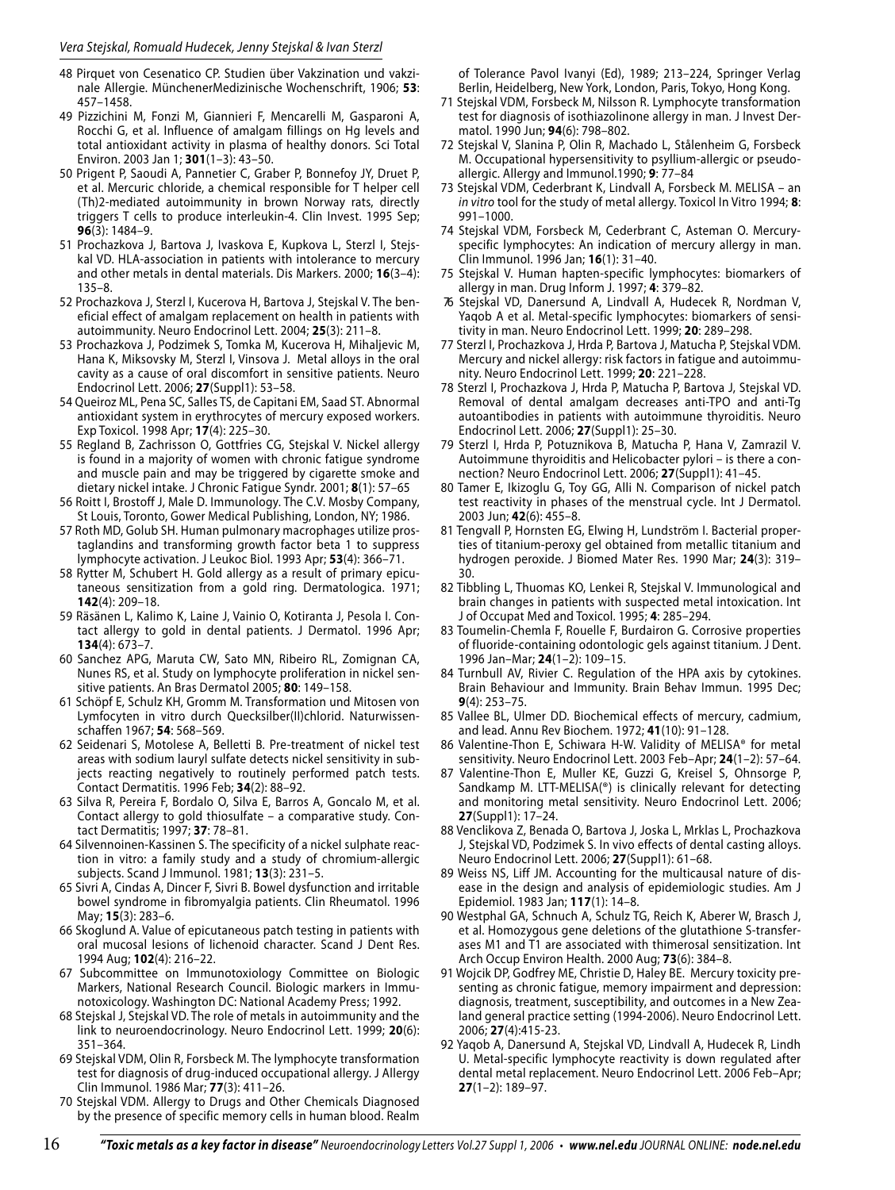48 Pirquet von Cesenatico CP. Studien über Vakzination und vakzinale Allergie. MünchenerMedizinische Wochenschrift, 1906; **53**: 457–1458.

49 Pizzichini M, Fonzi M, Giannieri F, Mencarelli M, Gasparoni A, Rocchi G, et al. Influence of amalgam fillings on Hg levels and total antioxidant activity in plasma of healthy donors. Sci Total Environ. 2003 Jan 1; **301**(1–3): 43–50.

50 Prigent P, Saoudi A, Pannetier C, Graber P, Bonnefoy JY, Druet P, et al. Mercuric chloride, a chemical responsible for T helper cell (Th)2-mediated autoimmunity in brown Norway rats, directly triggers T cells to produce interleukin-4. Clin Invest. 1995 Sep; **96**(3): 1484–9.

51 Prochazkova J, Bartova J, Ivaskova E, Kupkova L, Sterzl I, Stejskal VD. HLA-association in patients with intolerance to mercury and other metals in dental materials. Dis Markers. 2000; **16**(3–4): 135–8.

52 Prochazkova J, Sterzl I, Kucerova H, Bartova J, Stejskal V. The beneficial effect of amalgam replacement on health in patients with autoimmunity. Neuro Endocrinol Lett. 2004; **25**(3): 211–8.

53 Prochazkova J, Podzimek S, Tomka M, Kucerova H, Mihaljevic M, Hana K, Miksovsky M, Sterzl I, Vinsova J. Metal alloys in the oral cavity as a cause of oral discomfort in sensitive patients. Neuro Endocrinol Lett. 2006; **27**(Suppl1): 53–58.

54 Queiroz ML, Pena SC, Salles TS, de Capitani EM, Saad ST. Abnormal antioxidant system in erythrocytes of mercury exposed workers. Exp Toxicol. 1998 Apr; **17**(4): 225–30.

55 Regland B, Zachrisson O, Gottfries CG, Stejskal V. Nickel allergy is found in a majority of women with chronic fatigue syndrome and muscle pain and may be triggered by cigarette smoke and dietary nickel intake. J Chronic Fatigue Syndr. 2001; **8**(1): 57–65

56 Roitt I, Brostoff J, Male D. Immunology. The C.V. Mosby Company, St Louis, Toronto, Gower Medical Publishing, London, NY; 1986.

57 Roth MD, Golub SH. Human pulmonary macrophages utilize prostaglandins and transforming growth factor beta 1 to suppress lymphocyte activation. J Leukoc Biol. 1993 Apr; **53**(4): 366–71.

58 Rytter M, Schubert H. Gold allergy as a result of primary epicutaneous sensitization from a gold ring. Dermatologica. 1971; **142**(4): 209–18.

59 Räsänen L, Kalimo K, Laine J, Vainio O, Kotiranta J, Pesola I. Contact allergy to gold in dental patients. J Dermatol. 1996 Apr; **134**(4): 673–7.

60 Sanchez APG, Maruta CW, Sato MN, Ribeiro RL, Zomignan CA, Nunes RS, et al. Study on lymphocyte proliferation in nickel sensitive patients. An Bras Dermatol 2005; **80**: 149–158.

61 Schöpf E, Schulz KH, Gromm M. Transformation und Mitosen von Lymfocyten in vitro durch Quecksilber(II)chlorid. Naturwissenschaffen 1967; **54**: 568–569.

62 Seidenari S, Motolese A, Belletti B. Pre-treatment of nickel test areas with sodium lauryl sulfate detects nickel sensitivity in subjects reacting negatively to routinely performed patch tests. Contact Dermatitis. 1996 Feb; **34**(2): 88–92.

63 Silva R, Pereira F, Bordalo O, Silva E, Barros A, Goncalo M, et al. Contact allergy to gold thiosulfate – a comparative study. Contact Dermatitis; 1997; **37**: 78–81.

64 Silvennoinen-Kassinen S. The specificity of a nickel sulphate reaction in vitro: a family study and a study of chromium-allergic subjects. Scand J Immunol. 1981; **13**(3): 231–5.

65 Sivri A, Cindas A, Dincer F, Sivri B. Bowel dysfunction and irritable bowel syndrome in fibromyalgia patients. Clin Rheumatol. 1996 May; **15**(3): 283–6.

66 Skoglund A. Value of epicutaneous patch testing in patients with oral mucosal lesions of lichenoid character. Scand J Dent Res. 1994 Aug; **102**(4): 216–22.

67 Subcommittee on Immunotoxiology Committee on Biologic Markers, National Research Council. Biologic markers in Immunotoxicology. Washington DC: National Academy Press; 1992.

68 Stejskal J, Stejskal VD. The role of metals in autoimmunity and the link to neuroendocrinology. Neuro Endocrinol Lett. 1999; **20**(6): 351–364.

69 Stejskal VDM, Olin R, Forsbeck M. The lymphocyte transformation test for diagnosis of drug-induced occupational allergy. J Allergy Clin Immunol. 1986 Mar; **77**(3): 411–26.

70 Stejskal VDM. Allergy to Drugs and Other Chemicals Diagnosed by the presence of specific memory cells in human blood. Realm of Tolerance Pavol Ivanyi (Ed), 1989; 213–224, Springer Verlag Berlin, Heidelberg, New York, London, Paris, Tokyo, Hong Kong.

71 Stejskal VDM, Forsbeck M, Nilsson R. Lymphocyte transformation test for diagnosis of isothiazolinone allergy in man. J Invest Dermatol. 1990 Jun; **94**(6): 798–802.

72 Stejskal V, Slanina P, Olin R, Machado L, Stålenheim G, Forsbeck M. Occupational hypersensitivity to psyllium-allergic or pseudo-allergic. Allergy and Immunol.1990; **9**: 77–84

73 Stejskal VDM, Cederbrant K, Lindvall A, Forsbeck M. MELISA – an *in vitro* tool for the study of metal allergy. Toxicol In Vitro 1994; **8**: 991–1000.

74 Stejskal VDM, Forsbeck M, Cederbrant C, Asteman O. Mercury-specific lymphocytes: An indication of mercury allergy in man. Clin Immunol. 1996 Jan; **16**(1): 31–40.

75 Stejskal V. Human hapten-specific lymphocytes: biomarkers of allergy in man. Drug Inform J. 1997; **4**: 379–82.

76 Stejskal VD, Danersund A, Lindvall A, Hudecek R, Nordman V, Yaqob A et al. Metal-specific lymphocytes: biomarkers of sensitivity in man. Neuro Endocrinol Lett. 1999; **20**: 289–298.

77 Sterzl I, Prochazkova J, Hrda P, Bartova J, Matucha P, Stejskal VDM. Mercury and nickel allergy: risk factors in fatigue and autoimmunity. Neuro Endocrinol Lett. 1999; **20**: 221–228.

78 Sterzl I, Prochazkova J, Hrda P, Matucha P, Bartova J, Stejskal VD. Removal of dental amalgam decreases anti-TPO and anti-Tg autoantibodies in patients with autoimmune thyroiditis. Neuro Endocrinol Lett. 2006; **27**(Suppl1): 25–30.

79 Sterzl I, Hrda P, Potuznikova B, Matucha P, Hana V, Zamrazil V. Autoimmune thyroiditis and Helicobacter pylori – is there a connection? Neuro Endocrinol Lett. 2006; **27**(Suppl1): 41–45.

80 Tamer E, Ikizoglu G, Toy GG, Alli N. Comparison of nickel patch test reactivity in phases of the menstrual cycle. Int J Dermatol. 2003 Jun; **42**(6): 455–8.

81 Tengvall P, Hornsten EG, Elwing H, Lundström I. Bacterial properties of titanium-peroxy gel obtained from metallic titanium and hydrogen peroxide. J Biomed Mater Res. 1990 Mar; **24**(3): 319–30.

82 Tibbling L, Thuomas KO, Lenkei R, Stejskal V. Immunological and brain changes in patients with suspected metal intoxication. Int J of Occupat Med and Toxicol. 1995; **4**: 285–294.

83 Toumelin-Chemla F, Rouelle F, Burdairon G. Corrosive properties of fluoride-containing odontologic gels against titanium. J Dent. 1996 Jan–Mar; **24**(1–2): 109–15.

84 Turnbull AV, Rivier C. Regulation of the HPA axis by cytokines. Brain Behaviour and Immunity. Brain Behav Immun. 1995 Dec; **9**(4): 253–75.

85 Vallee BL, Ulmer DD. Biochemical effects of mercury, cadmium, and lead. Annu Rev Biochem. 1972; **41**(10): 91–128.

86 Valentine-Thon E, Schiwara H-W. Validity of MELISA® for metal sensitivity. Neuro Endocrinol Lett. 2003 Feb–Apr; **24**(1–2): 57–64.

87 Valentine-Thon E, Muller KE, Guzzi G, Kreisel S, Ohnsorge P, Sandkamp M. LTT-MELISA(®) is clinically relevant for detecting and monitoring metal sensitivity. Neuro Endocrinol Lett. 2006; **27**(Suppl1): 17–24.

88 Venclikova Z, Benada O, Bartova J, Joska L, Mrklas L, Prochazkova J, Stejskal VD, Podzimek S. In vivo effects of dental casting alloys. Neuro Endocrinol Lett. 2006; **27**(Suppl1): 61–68.

89 Weiss NS, Liff JM. Accounting for the multicausal nature of disease in the design and analysis of epidemiologic studies. Am J Epidemiol. 1983 Jan; **117**(1): 14–8.

90 Westphal GA, Schnuch A, Schulz TG, Reich K, Aberer W, Brasch J, et al. Homozygous gene deletions of the glutathione S-transferases M1 and T1 are associated with thimerosal sensitization. Int Arch Occup Environ Health. 2000 Aug; **73**(6): 384–8.

91 Wojcik DP, Godfrey ME, Christie D, Haley BE. Mercury toxicity presenting as chronic fatigue, memory impairment and depression: diagnosis, treatment, susceptibility, and outcomes in a New Zealand general practice setting (1994-2006). Neuro Endocrinol Lett. 2006; **27**(4):415-23.

92 Yaqob A, Danersund A, Stejskal VD, Lindvall A, Hudecek R, Lindh U. Metal-specific lymphocyte reactivity is down regulated after dental metal replacement. Neuro Endocrinol Lett. 2006 Feb–Apr; **27**(1–2): 189–97.